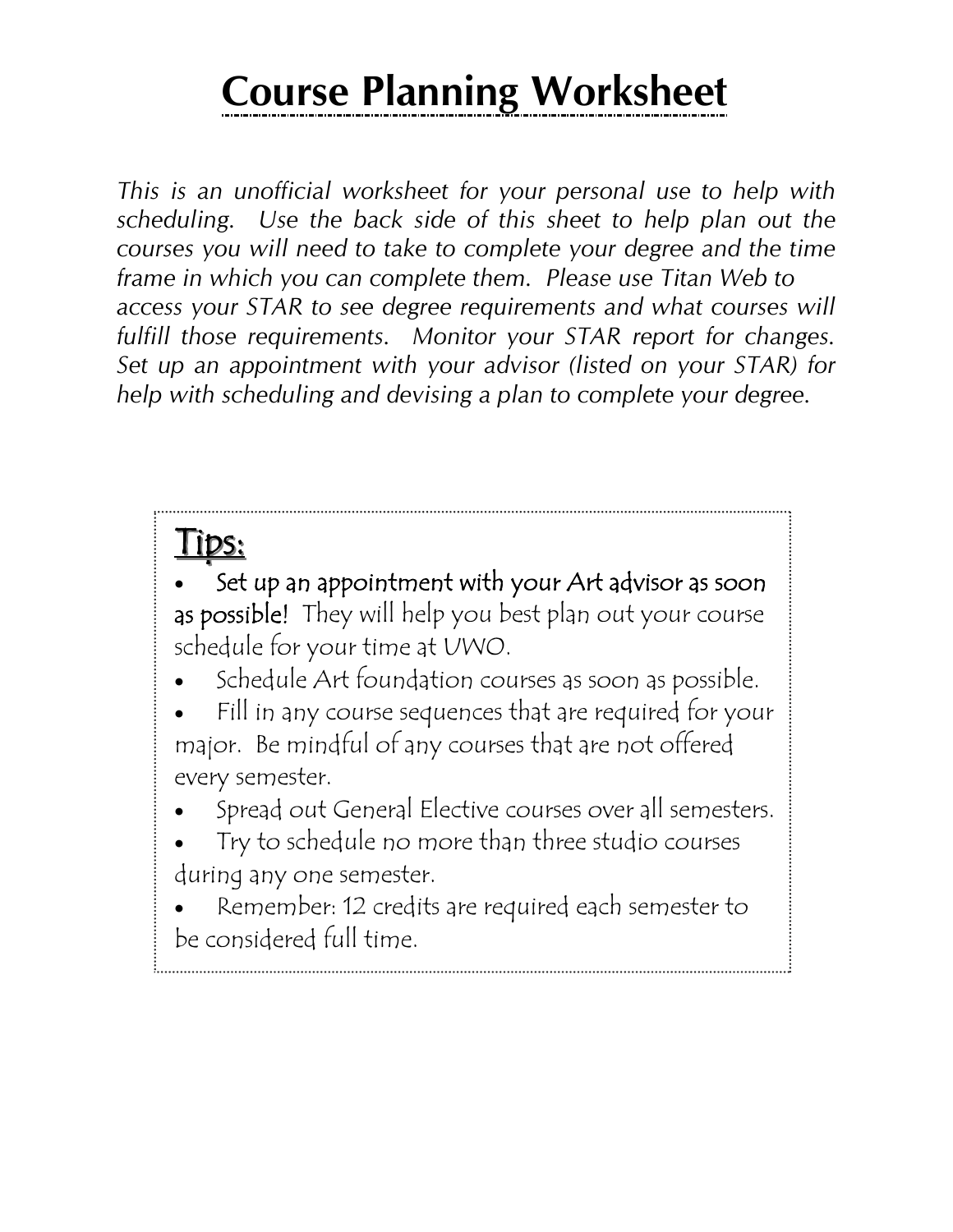# Course Planning Worksheet

*This is an unofficial worksheet for your personal use to help with scheduling. Use the back side of this sheet to help plan out the courses you will need to take to complete your degree and the time frame in which you can complete them. Please use Titan Web to access your STAR to see degree requirements and what courses will fulfill those requirements. Monitor your STAR report for changes. Set up an appointment with your advisor (listed on your STAR) for help with scheduling and devising a plan to complete your degree.*

## Tips:

- **Set up an appointment with your Art advisor as soon as possible!** They will help you best plan out your course schedule for your time at UWO.
- Schedule Art foundation courses as soon as possible.
- Fill in any course sequences that are required for your major. Be mindful of any courses that are not offered every semester.
- Spread out General Elective courses over all semesters.
- Try to schedule no more than three studio courses during any one semester.
- Remember: 12 credits are required each semester to be considered full time.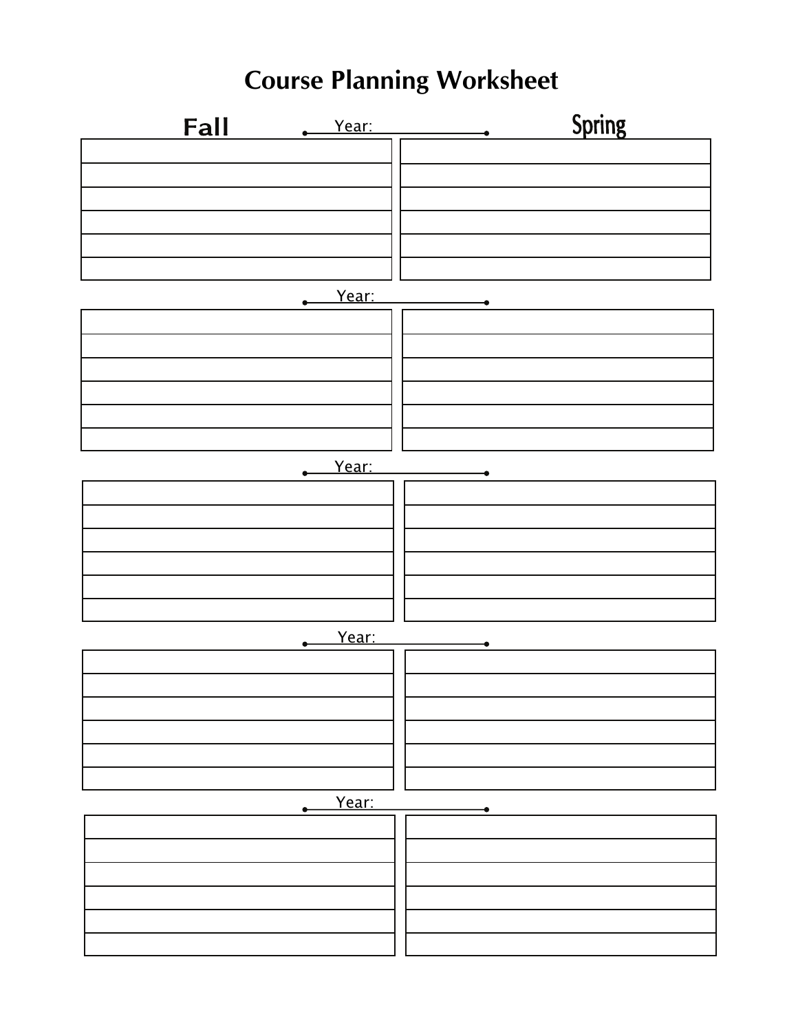# Course Planning Worksheet

**Fall** Year: ____________ **Spring**

| | |
|---|---|
| | |
| | |
| | |
| | |
| | |
| | |

Year: ____________

| | |
|---|---|
| | |
| | |
| | |
| | |
| | |
| | |

Year: ____________

| | |
|---|---|
| | |
| | |
| | |
| | |
| | |
| | |

Year: ____________

| | |
|---|---|
| | |
| | |
| | |
| | |
| | |
| | |

Year: ____________

| | |
|---|---|
| | |
| | |
| | |
| | |
| | |
| | |